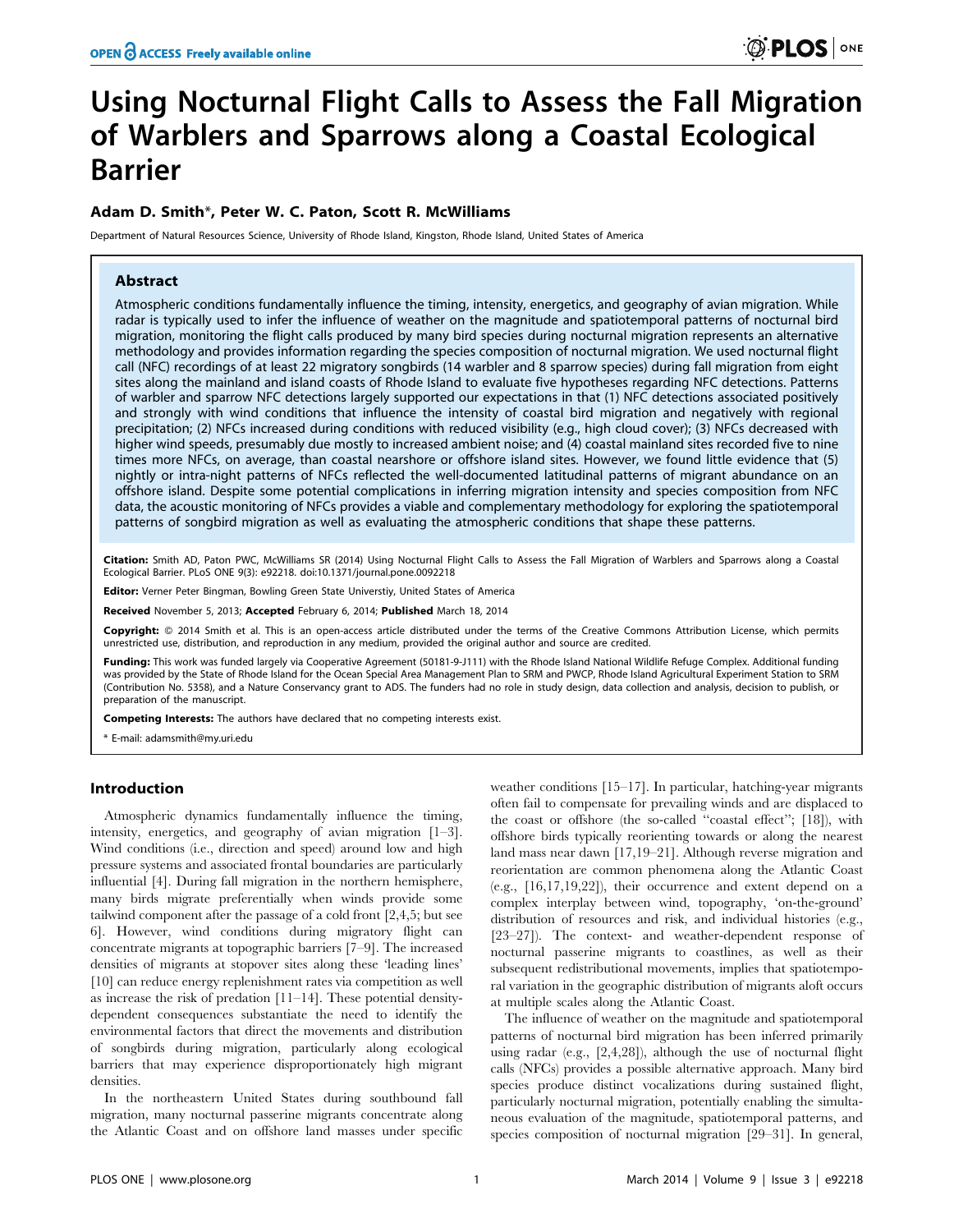# Using Nocturnal Flight Calls to Assess the Fall Migration of Warblers and Sparrows along a Coastal Ecological Barrier

**Adam D. Smith\*, Peter W. C. Paton, Scott R. McWilliams**

Department of Natural Resources Science, University of Rhode Island, Kingston, Rhode Island, United States of America

## Abstract

Atmospheric conditions fundamentally influence the timing, intensity, energetics, and geography of avian migration. While radar is typically used to infer the influence of weather on the magnitude and spatiotemporal patterns of nocturnal bird migration, monitoring the flight calls produced by many bird species during nocturnal migration represents an alternative methodology and provides information regarding the species composition of nocturnal migration. We used nocturnal flight call (NFC) recordings of at least 22 migratory songbirds (14 warbler and 8 sparrow species) during fall migration from eight sites along the mainland and island coasts of Rhode Island to evaluate five hypotheses regarding NFC detections. Patterns of warbler and sparrow NFC detections largely supported our expectations in that (1) NFC detections associated positively and strongly with wind conditions that influence the intensity of coastal bird migration and negatively with regional precipitation; (2) NFCs increased during conditions with reduced visibility (e.g., high cloud cover); (3) NFCs decreased with higher wind speeds, presumably due mostly to increased ambient noise; and (4) coastal mainland sites recorded five to nine times more NFCs, on average, than coastal nearshore or offshore island sites. However, we found little evidence that (5) nightly or intra-night patterns of NFCs reflected the well-documented latitudinal patterns of migrant abundance on an offshore island. Despite some potential complications in inferring migration intensity and species composition from NFC data, the acoustic monitoring of NFCs provides a viable and complementary methodology for exploring the spatiotemporal patterns of songbird migration as well as evaluating the atmospheric conditions that shape these patterns.

**Citation:** Smith AD, Paton PWC, McWilliams SR (2014) Using Nocturnal Flight Calls to Assess the Fall Migration of Warblers and Sparrows along a Coastal Ecological Barrier. PLoS ONE 9(3): e92218. doi:10.1371/journal.pone.0092218

**Editor:** Verner Peter Bingman, Bowling Green State Universtiy, United States of America

**Received** November 5, 2013; **Accepted** February 6, 2014; **Published** March 18, 2014

**Copyright:** © 2014 Smith et al. This is an open-access article distributed under the terms of the Creative Commons Attribution License, which permits unrestricted use, distribution, and reproduction in any medium, provided the original author and source are credited.

**Funding:** This work was funded largely via Cooperative Agreement (50181-9-J111) with the Rhode Island National Wildlife Refuge Complex. Additional funding was provided by the State of Rhode Island for the Ocean Special Area Management Plan to SRM and PWCP, Rhode Island Agricultural Experiment Station to SRM (Contribution No. 5358), and a Nature Conservancy grant to ADS. The funders had no role in study design, data collection and analysis, decision to publish, or preparation of the manuscript.

**Competing Interests:** The authors have declared that no competing interests exist.

\* E-mail: adamsmith@my.uri.edu

## Introduction

Atmospheric dynamics fundamentally influence the timing, intensity, energetics, and geography of avian migration [1–3]. Wind conditions (i.e., direction and speed) around low and high pressure systems and associated frontal boundaries are particularly influential [4]. During fall migration in the northern hemisphere, many birds migrate preferentially when winds provide some tailwind component after the passage of a cold front [2,4,5; but see 6]. However, wind conditions during migratory flight can concentrate migrants at topographic barriers [7–9]. The increased densities of migrants at stopover sites along these 'leading lines' [10] can reduce energy replenishment rates via competition as well as increase the risk of predation [11–14]. These potential density-dependent consequences substantiate the need to identify the environmental factors that direct the movements and distribution of songbirds during migration, particularly along ecological barriers that may experience disproportionately high migrant densities.

In the northeastern United States during southbound fall migration, many nocturnal passerine migrants concentrate along the Atlantic Coast and on offshore land masses under specific weather conditions [15–17]. In particular, hatching-year migrants often fail to compensate for prevailing winds and are displaced to the coast or offshore (the so-called "coastal effect"; [18]), with offshore birds typically reorienting towards or along the nearest land mass near dawn [17,19–21]. Although reverse migration and reorientation are common phenomena along the Atlantic Coast (e.g., [16,17,19,22]), their occurrence and extent depend on a complex interplay between wind, topography, 'on-the-ground' distribution of resources and risk, and individual histories (e.g., [23–27]). The context- and weather-dependent response of nocturnal passerine migrants to coastlines, as well as their subsequent redistributional movements, implies that spatiotemporal variation in the geographic distribution of migrants aloft occurs at multiple scales along the Atlantic Coast.

The influence of weather on the magnitude and spatiotemporal patterns of nocturnal bird migration has been inferred primarily using radar (e.g., [2,4,28]), although the use of nocturnal flight calls (NFCs) provides a possible alternative approach. Many bird species produce distinct vocalizations during sustained flight, particularly nocturnal migration, potentially enabling the simultaneous evaluation of the magnitude, spatiotemporal patterns, and species composition of nocturnal migration [29–31]. In general,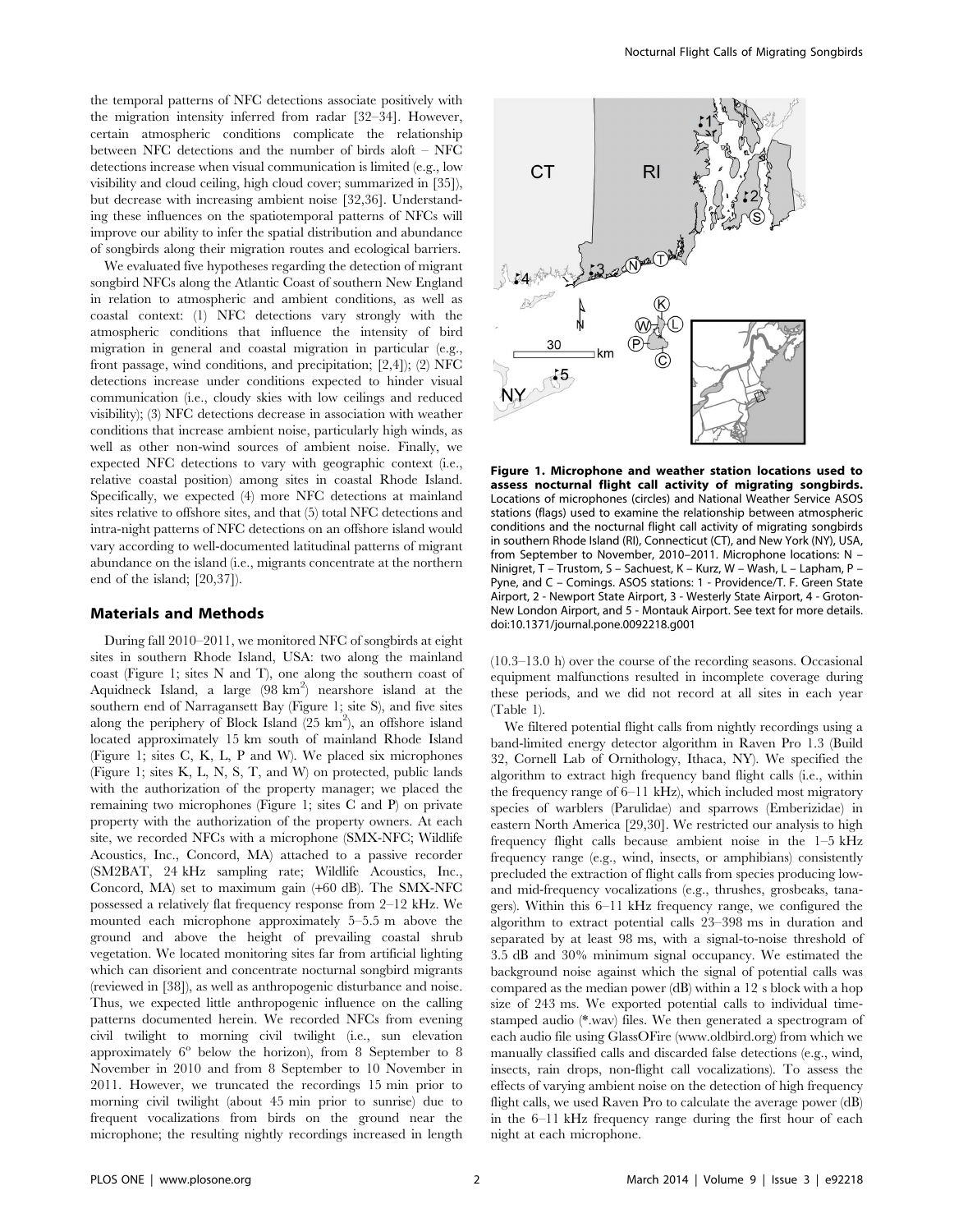the temporal patterns of NFC detections associate positively with the migration intensity inferred from radar [32–34]. However, certain atmospheric conditions complicate the relationship between NFC detections and the number of birds aloft – NFC detections increase when visual communication is limited (e.g., low visibility and cloud ceiling, high cloud cover; summarized in [35]), but decrease with increasing ambient noise [32,36]. Understanding these influences on the spatiotemporal patterns of NFCs will improve our ability to infer the spatial distribution and abundance of songbirds along their migration routes and ecological barriers.

We evaluated five hypotheses regarding the detection of migrant songbird NFCs along the Atlantic Coast of southern New England in relation to atmospheric and ambient conditions, as well as coastal context: (1) NFC detections vary strongly with the atmospheric conditions that influence the intensity of bird migration in general and coastal migration in particular (e.g., front passage, wind conditions, and precipitation; [2,4]); (2) NFC detections increase under conditions expected to hinder visual communication (i.e., cloudy skies with low ceilings and reduced visibility); (3) NFC detections decrease in association with weather conditions that increase ambient noise, particularly high winds, as well as other non-wind sources of ambient noise. Finally, we expected NFC detections to vary with geographic context (i.e., relative coastal position) among sites in coastal Rhode Island. Specifically, we expected (4) more NFC detections at mainland sites relative to offshore sites, and that (5) total NFC detections and intra-night patterns of NFC detections on an offshore island would vary according to well-documented latitudinal patterns of migrant abundance on the island (i.e., migrants concentrate at the northern end of the island; [20,37]).

## Materials and Methods

During fall 2010–2011, we monitored NFC of songbirds at eight sites in southern Rhode Island, USA: two along the mainland coast (Figure 1; sites N and T), one along the southern coast of Aquidneck Island, a large (98 km$^2$) nearshore island at the southern end of Narragansett Bay (Figure 1; site S), and five sites along the periphery of Block Island (25 km$^2$), an offshore island located approximately 15 km south of mainland Rhode Island (Figure 1; sites C, K, L, P and W). We placed six microphones (Figure 1; sites K, L, N, S, T, and W) on protected, public lands with the authorization of the property manager; we placed the remaining two microphones (Figure 1; sites C and P) on private property with the authorization of the property owners. At each site, we recorded NFCs with a microphone (SMX-NFC; Wildlife Acoustics, Inc., Concord, MA) attached to a passive recorder (SM2BAT, 24 kHz sampling rate; Wildlife Acoustics, Inc., Concord, MA) set to maximum gain (+60 dB). The SMX-NFC possessed a relatively flat frequency response from 2–12 kHz. We mounted each microphone approximately 5–5.5 m above the ground and above the height of prevailing coastal shrub vegetation. We located monitoring sites far from artificial lighting which can disorient and concentrate nocturnal songbird migrants (reviewed in [38]), as well as anthropogenic disturbance and noise. Thus, we expected little anthropogenic influence on the calling patterns documented herein. We recorded NFCs from evening civil twilight to morning civil twilight (i.e., sun elevation approximately 6° below the horizon), from 8 September to 8 November in 2010 and from 8 September to 10 November in 2011. However, we truncated the recordings 15 min prior to morning civil twilight (about 45 min prior to sunrise) due to frequent vocalizations from birds on the ground near the microphone; the resulting nightly recordings increased in length

**Figure 1. Microphone and weather station locations used to assess nocturnal flight call activity of migrating songbirds.** Locations of microphones (circles) and National Weather Service ASOS stations (flags) used to examine the relationship between atmospheric conditions and the nocturnal flight call activity of migrating songbirds in southern Rhode Island (RI), Connecticut (CT), and New York (NY), USA, from September to November, 2010–2011. Microphone locations: N – Ninigret, T – Trustom, S – Sachuest, K – Kurz, W – Wash, L – Lapham, P – Pyne, and C – Comings. ASOS stations: 1 - Providence/T. F. Green State Airport, 2 - Newport State Airport, 3 - Westerly State Airport, 4 - Groton-New London Airport, and 5 - Montauk Airport. See text for more details.
doi:10.1371/journal.pone.0092218.g001

(10.3–13.0 h) over the course of the recording seasons. Occasional equipment malfunctions resulted in incomplete coverage during these periods, and we did not record at all sites in each year (Table 1).

We filtered potential flight calls from nightly recordings using a band-limited energy detector algorithm in Raven Pro 1.3 (Build 32, Cornell Lab of Ornithology, Ithaca, NY). We specified the algorithm to extract high frequency band flight calls (i.e., within the frequency range of 6–11 kHz), which included most migratory species of warblers (Parulidae) and sparrows (Emberizidae) in eastern North America [29,30]. We restricted our analysis to high frequency flight calls because ambient noise in the 1–5 kHz frequency range (e.g., wind, insects, or amphibians) consistently precluded the extraction of flight calls from species producing low- and mid-frequency vocalizations (e.g., thrushes, grosbeaks, tanagers). Within this 6–11 kHz frequency range, we configured the algorithm to extract potential calls 23–398 ms in duration and separated by at least 98 ms, with a signal-to-noise threshold of 3.5 dB and 30% minimum signal occupancy. We estimated the background noise against which the signal of potential calls was compared as the median power (dB) within a 12 s block with a hop size of 243 ms. We exported potential calls to individual time-stamped audio (*.wav) files. We then generated a spectrogram of each audio file using GlassOFire (www.oldbird.org) from which we manually classified calls and discarded false detections (e.g., wind, insects, rain drops, non-flight call vocalizations). To assess the effects of varying ambient noise on the detection of high frequency flight calls, we used Raven Pro to calculate the average power (dB) in the 6–11 kHz frequency range during the first hour of each night at each microphone.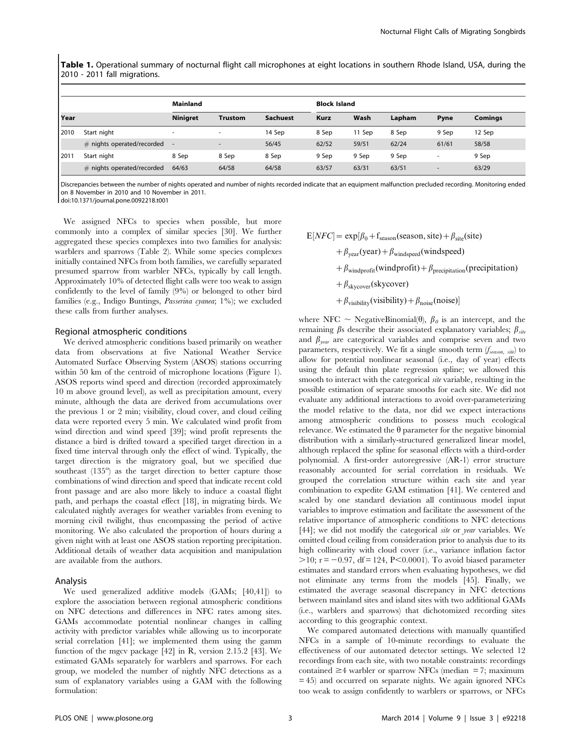**Table 1.** Operational summary of nocturnal flight call microphones at eight locations in southern Rhode Island, USA, during the 2010 - 2011 fall migrations.

| | | Mainland | | | Block Island | | | | |
|---|---|---|---|---|---|---|---|---|---|
| Year | | Ninigret | Trustom | Sachuest | Kurz | Wash | Lapham | Pyne | Comings |
| 2010 | Start night | - | - | 14 Sep | 8 Sep | 11 Sep | 8 Sep | 9 Sep | 12 Sep |
| | # nights operated/recorded | - | - | 56/45 | 62/52 | 59/51 | 62/24 | 61/61 | 58/58 |
| 2011 | Start night | 8 Sep | 8 Sep | 8 Sep | 9 Sep | 9 Sep | 9 Sep | - | 9 Sep |
| | # nights operated/recorded | 64/63 | 64/58 | 64/58 | 63/57 | 63/31 | 63/51 | - | 63/29 |

Discrepancies between the number of nights operated and number of nights recorded indicate that an equipment malfunction precluded recording. Monitoring ended on 8 November in 2010 and 10 November in 2011.

doi:10.1371/journal.pone.0092218.t001

We assigned NFCs to species when possible, but more commonly into a complex of similar species [30]. We further aggregated these species complexes into two families for analysis: warblers and sparrows (Table 2). While some species complexes initially contained NFCs from both families, we carefully separated presumed sparrow from warbler NFCs, typically by call length. Approximately 10% of detected flight calls were too weak to assign confidently to the level of family (9%) or belonged to other bird families (e.g., Indigo Buntings, *Passerina cyanea*; 1%); we excluded these calls from further analyses.

## Regional atmospheric conditions

We derived atmospheric conditions based primarily on weather data from observations at five National Weather Service Automated Surface Observing System (ASOS) stations occurring within 50 km of the centroid of microphone locations (Figure 1). ASOS reports wind speed and direction (recorded approximately 10 m above ground level), as well as precipitation amount, every minute, although the data are derived from accumulations over the previous 1 or 2 min; visibility, cloud cover, and cloud ceiling data were reported every 5 min. We calculated wind profit from wind direction and wind speed [39]; wind profit represents the distance a bird is drifted toward a specified target direction in a fixed time interval through only the effect of wind. Typically, the target direction is the migratory goal, but we specified due southeast (135°) as the target direction to better capture those combinations of wind direction and speed that indicate recent cold front passage and are also more likely to induce a coastal flight path, and perhaps the coastal effect [18], in migrating birds. We calculated nightly averages for weather variables from evening to morning civil twilight, thus encompassing the period of active monitoring. We also calculated the proportion of hours during a given night with at least one ASOS station reporting precipitation. Additional details of weather data acquisition and manipulation are available from the authors.

## Analysis

We used generalized additive models (GAMs; [40,41]) to explore the association between regional atmospheric conditions on NFC detections and differences in NFC rates among sites. GAMs accommodate potential nonlinear changes in calling activity with predictor variables while allowing us to incorporate serial correlation [41]; we implemented them using the gamm function of the mgcv package [42] in R, version 2.15.2 [43]. We estimated GAMs separately for warblers and sparrows. For each group, we modeled the number of nightly NFC detections as a sum of explanatory variables using a GAM with the following formulation:

$$
\begin{aligned}
\mathrm{E}[NFC] = \exp[&\beta_0 + \mathrm{f}_{\mathrm{season}}(\mathrm{season}, \mathrm{site}) + \beta_{\mathrm{site}}(\mathrm{site}) \\
&+ \beta_{\mathrm{year}}(\mathrm{year}) + \beta_{\mathrm{windspeed}}(\mathrm{windspeed}) \\
&+ \beta_{\mathrm{windprofit}}(\mathrm{windprofit}) + \beta_{\mathrm{precipitation}}(\mathrm{precipitation}) \\
&+ \beta_{\mathrm{skycover}}(\mathrm{skycover}) \\
&+ \beta_{\mathrm{visibility}}(\mathrm{visibility}) + \beta_{\mathrm{noise}}(\mathrm{noise})]
\end{aligned}
$$

where NFC $\sim$ NegativeBinomial($\theta$), $\beta_0$ is an intercept, and the remaining $\beta$s describe their associated explanatory variables; $\beta_{site}$ and $\beta_{year}$ are categorical variables and comprise seven and two parameters, respectively. We fit a single smooth term ($f_{season,\ site}$) to allow for potential nonlinear seasonal (i.e., day of year) effects using the default thin plate regression spline; we allowed this smooth to interact with the categorical *site* variable, resulting in the possible estimation of separate smooths for each site. We did not evaluate any additional interactions to avoid over-parameterizing the model relative to the data, nor did we expect interactions among atmospheric conditions to possess much ecological relevance. We estimated the $\theta$ parameter for the negative binomial distribution with a similarly-structured generalized linear model, although replaced the spline for seasonal effects with a third-order polynomial. A first-order autoregressive (AR-1) error structure reasonably accounted for serial correlation in residuals. We grouped the correlation structure within each site and year combination to expedite GAM estimation [41]. We centered and scaled by one standard deviation all continuous model input variables to improve estimation and facilitate the assessment of the relative importance of atmospheric conditions to NFC detections [44]; we did not modify the categorical *site* or *year* variables. We omitted cloud ceiling from consideration prior to analysis due to its high collinearity with cloud cover (i.e., variance inflation factor $>10$; $r = -0.97$, $df = 124$, $P < 0.0001$). To avoid biased parameter estimates and standard errors when evaluating hypotheses, we did not eliminate any terms from the models [45]. Finally, we estimated the average seasonal discrepancy in NFC detections between mainland sites and island sites with two additional GAMs (i.e., warblers and sparrows) that dichotomized recording sites according to this geographic context.

We compared automated detections with manually quantified NFCs in a sample of 10-minute recordings to evaluate the effectiveness of our automated detector settings. We selected 12 recordings from each site, with two notable constraints: recordings contained $\geq 4$ warbler or sparrow NFCs (median $= 7$; maximum $= 45$) and occurred on separate nights. We again ignored NFCs too weak to assign confidently to warblers or sparrows, or NFCs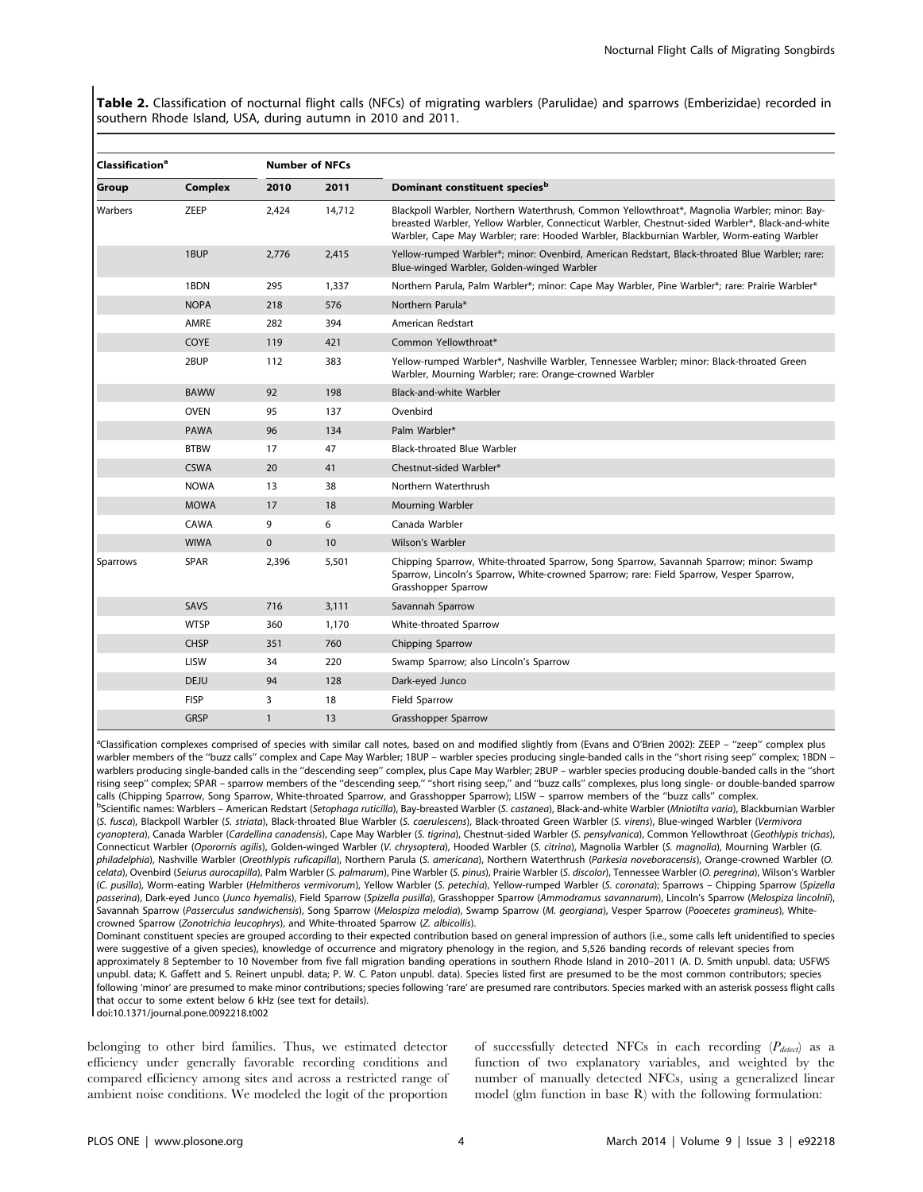**Table 2.** Classification of nocturnal flight calls (NFCs) of migrating warblers (Parulidae) and sparrows (Emberizidae) recorded in southern Rhode Island, USA, during autumn in 2010 and 2011.

| Classification[a] | | Number of NFCs | | |
|---|---|---|---|---|
| Group | Complex | 2010 | 2011 | Dominant constituent species[b] |
| Warbers | ZEEP | 2,424 | 14,712 | Blackpoll Warbler, Northern Waterthrush, Common Yellowthroat*, Magnolia Warbler; minor: Bay-breasted Warbler, Yellow Warbler, Connecticut Warbler, Chestnut-sided Warbler*, Black-and-white Warbler, Cape May Warbler; rare: Hooded Warbler, Blackburnian Warbler, Worm-eating Warbler |
| | 1BUP | 2,776 | 2,415 | Yellow-rumped Warbler*; minor: Ovenbird, American Redstart, Black-throated Blue Warbler; rare: Blue-winged Warbler, Golden-winged Warbler |
| | 1BDN | 295 | 1,337 | Northern Parula, Palm Warbler*; minor: Cape May Warbler, Pine Warbler*; rare: Prairie Warbler* |
| | NOPA | 218 | 576 | Northern Parula* |
| | AMRE | 282 | 394 | American Redstart |
| | COYE | 119 | 421 | Common Yellowthroat* |
| | 2BUP | 112 | 383 | Yellow-rumped Warbler*, Nashville Warbler, Tennessee Warbler; minor: Black-throated Green Warbler, Mourning Warbler; rare: Orange-crowned Warbler |
| | BAWW | 92 | 198 | Black-and-white Warbler |
| | OVEN | 95 | 137 | Ovenbird |
| | PAWA | 96 | 134 | Palm Warbler* |
| | BTBW | 17 | 47 | Black-throated Blue Warbler |
| | CSWA | 20 | 41 | Chestnut-sided Warbler* |
| | NOWA | 13 | 38 | Northern Waterthrush |
| | MOWA | 17 | 18 | Mourning Warbler |
| | CAWA | 9 | 6 | Canada Warbler |
| | WIWA | 0 | 10 | Wilson's Warbler |
| Sparrows | SPAR | 2,396 | 5,501 | Chipping Sparrow, White-throated Sparrow, Song Sparrow, Savannah Sparrow; minor: Swamp Sparrow, Lincoln's Sparrow, White-crowned Sparrow; rare: Field Sparrow, Vesper Sparrow, Grasshopper Sparrow |
| | SAVS | 716 | 3,111 | Savannah Sparrow |
| | WTSP | 360 | 1,170 | White-throated Sparrow |
| | CHSP | 351 | 760 | Chipping Sparrow |
| | LISW | 34 | 220 | Swamp Sparrow; also Lincoln's Sparrow |
| | DEJU | 94 | 128 | Dark-eyed Junco |
| | FISP | 3 | 18 | Field Sparrow |
| | GRSP | 1 | 13 | Grasshopper Sparrow |

[a]Classification complexes comprised of species with similar call notes, based on and modified slightly from (Evans and O'Brien 2002): ZEEP – "zeep" complex plus warbler members of the "buzz calls" complex and Cape May Warbler; 1BUP – warbler species producing single-banded calls in the "short rising seep" complex; 1BDN – warblers producing single-banded calls in the "descending seep" complex, plus Cape May Warbler; 2BUP – warbler species producing double-banded calls in the "short rising seep" complex; SPAR – sparrow members of the "descending seep," "short rising seep," and "buzz calls" complexes, plus long single- or double-banded sparrow calls (Chipping Sparrow, Song Sparrow, White-throated Sparrow, and Grasshopper Sparrow); LISW – sparrow members of the "buzz calls" complex.

[b]Scientific names: Warblers – American Redstart (*Setophaga ruticilla*), Bay-breasted Warbler (*S. castanea*), Black-and-white Warbler (*Mniotilta varia*), Blackburnian Warbler (*S. fusca*), Blackpoll Warbler (*S. striata*), Black-throated Blue Warbler (*S. caerulescens*), Black-throated Green Warbler (*S. virens*), Blue-winged Warbler (*Vermivora cyanoptera*), Canada Warbler (*Cardellina canadensis*), Cape May Warbler (*S. tigrina*), Chestnut-sided Warbler (*S. pensylvanica*), Common Yellowthroat (*Geothlypis trichas*), Connecticut Warbler (*Oporornis agilis*), Golden-winged Warbler (*V. chrysoptera*), Hooded Warbler (*S. citrina*), Magnolia Warbler (*S. magnolia*), Mourning Warbler (*G. philadelphia*), Nashville Warbler (*Oreothlypis ruficapilla*), Northern Parula (*S. americana*), Northern Waterthrush (*Parkesia noveboracensis*), Orange-crowned Warbler (*O. celata*), Ovenbird (*Seiurus aurocapilla*), Palm Warbler (*S. palmarum*), Pine Warbler (*S. pinus*), Prairie Warbler (*S. discolor*), Tennessee Warbler (*O. peregrina*), Wilson's Warbler (*C. pusilla*), Worm-eating Warbler (*Helmitheros vermivorum*), Yellow Warbler (*S. petechia*), Yellow-rumped Warbler (*S. coronata*); Sparrows – Chipping Sparrow (*Spizella passerina*), Dark-eyed Junco (*Junco hyemalis*), Field Sparrow (*Spizella pusilla*), Grasshopper Sparrow (*Ammodramus savannarum*), Lincoln's Sparrow (*Melospiza lincolnii*), Savannah Sparrow (*Passerculus sandwichensis*), Song Sparrow (*Melospiza melodia*), Swamp Sparrow (*M. georgiana*), Vesper Sparrow (*Pooecetes gramineus*), White-crowned Sparrow (*Zonotrichia leucophrys*), and White-throated Sparrow (*Z. albicollis*).

Dominant constituent species are grouped according to their expected contribution based on general impression of authors (i.e., some calls left unidentified to species were suggestive of a given species), knowledge of occurrence and migratory phenology in the region, and 5,526 banding records of relevant species from approximately 8 September to 10 November from five fall migration banding operations in southern Rhode Island in 2010–2011 (A. D. Smith unpubl. data; USFWS unpubl. data; K. Gaffett and S. Reinert unpubl. data; P. W. C. Paton unpubl. data). Species listed first are presumed to be the most common contributors; species following 'minor' are presumed to make minor contributions; species following 'rare' are presumed rare contributors. Species marked with an asterisk possess flight calls that occur to some extent below 6 kHz (see text for details).

doi:10.1371/journal.pone.0092218.t002

belonging to other bird families. Thus, we estimated detector efficiency under generally favorable recording conditions and compared efficiency among sites and across a restricted range of ambient noise conditions. We modeled the logit of the proportion of successfully detected NFCs in each recording ($P_{detect}$) as a function of two explanatory variables, and weighted by the number of manually detected NFCs, using a generalized linear model (glm function in base R) with the following formulation: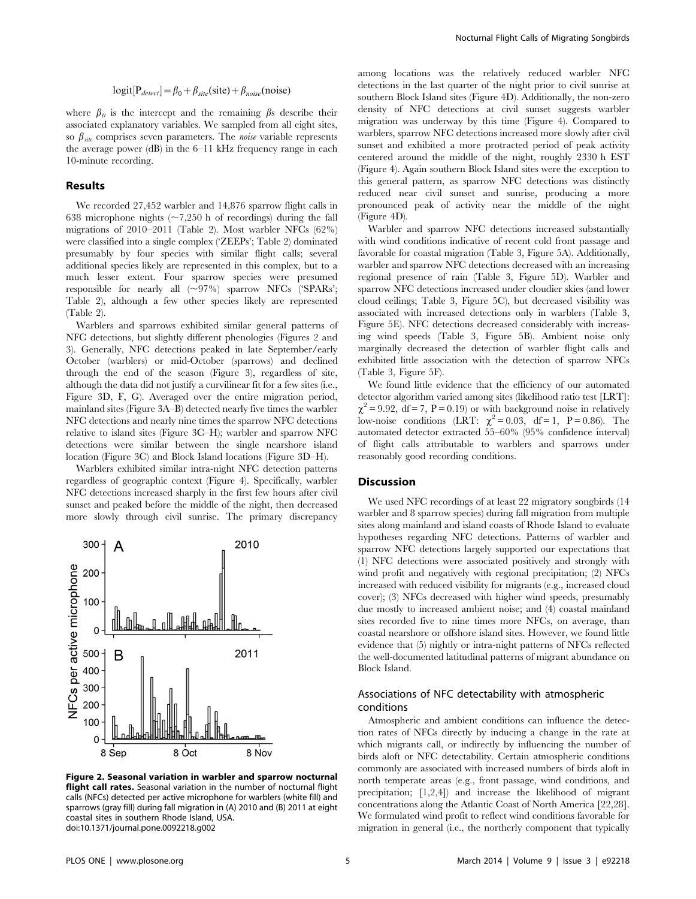$$\text{logit}[P_{detect}] = \beta_0 + \beta_{site}(\text{site}) + \beta_{noise}(\text{noise})$$

where $\beta_0$ is the intercept and the remaining $\beta$s describe their associated explanatory variables. We sampled from all eight sites, so $\beta_{site}$ comprises seven parameters. The *noise* variable represents the average power (dB) in the 6–11 kHz frequency range in each 10-minute recording.

## Results

We recorded 27,452 warbler and 14,876 sparrow flight calls in 638 microphone nights (~7,250 h of recordings) during the fall migrations of 2010–2011 (Table 2). Most warbler NFCs (62%) were classified into a single complex ('ZEEPs'; Table 2) dominated presumably by four species with similar flight calls; several additional species likely are represented in this complex, but to a much lesser extent. Four sparrow species were presumed responsible for nearly all (~97%) sparrow NFCs ('SPARs'; Table 2), although a few other species likely are represented (Table 2).

Warblers and sparrows exhibited similar general patterns of NFC detections, but slightly different phenologies (Figures 2 and 3). Generally, NFC detections peaked in late September/early October (warblers) or mid-October (sparrows) and declined through the end of the season (Figure 3), regardless of site, although the data did not justify a curvilinear fit for a few sites (i.e., Figure 3D, F, G). Averaged over the entire migration period, mainland sites (Figure 3A–B) detected nearly five times the warbler NFC detections and nearly nine times the sparrow NFC detections relative to island sites (Figure 3C–H); warbler and sparrow NFC detections were similar between the single nearshore island location (Figure 3C) and Block Island locations (Figure 3D–H).

Warblers exhibited similar intra-night NFC detection patterns regardless of geographic context (Figure 4). Specifically, warbler NFC detections increased sharply in the first few hours after civil sunset and peaked before the middle of the night, then decreased more slowly through civil sunrise. The primary discrepancy among locations was the relatively reduced warbler NFC detections in the last quarter of the night prior to civil sunrise at southern Block Island sites (Figure 4D). Additionally, the non-zero density of NFC detections at civil sunset suggests warbler migration was underway by this time (Figure 4). Compared to warblers, sparrow NFC detections increased more slowly after civil sunset and exhibited a more protracted period of peak activity centered around the middle of the night, roughly 2330 h EST (Figure 4). Again southern Block Island sites were the exception to this general pattern, as sparrow NFC detections was distinctly reduced near civil sunset and sunrise, producing a more pronounced peak of activity near the middle of the night (Figure 4D).

Warbler and sparrow NFC detections increased substantially with wind conditions indicative of recent cold front passage and favorable for coastal migration (Table 3, Figure 5A). Additionally, warbler and sparrow NFC detections decreased with an increasing regional presence of rain (Table 3, Figure 5D). Warbler and sparrow NFC detections increased under cloudier skies (and lower cloud ceilings; Table 3, Figure 5C), but decreased visibility was associated with increased detections only in warblers (Table 3, Figure 5E). NFC detections decreased considerably with increasing wind speeds (Table 3, Figure 5B). Ambient noise only marginally decreased the detection of warbler flight calls and exhibited little association with the detection of sparrow NFCs (Table 3, Figure 5F).

We found little evidence that the efficiency of our automated detector algorithm varied among sites (likelihood ratio test [LRT]: $\chi^2 = 9.92$, df = 7, P = 0.19) or with background noise in relatively low-noise conditions (LRT: $\chi^2 = 0.03$, df = 1, P = 0.86). The automated detector extracted 55–60% (95% confidence interval) of flight calls attributable to warblers and sparrows under reasonably good recording conditions.

**Figure 2. Seasonal variation in warbler and sparrow nocturnal flight call rates.** Seasonal variation in the number of nocturnal flight calls (NFCs) detected per active microphone for warblers (white fill) and sparrows (gray fill) during fall migration in (A) 2010 and (B) 2011 at eight coastal sites in southern Rhode Island, USA.
doi:10.1371/journal.pone.0092218.g002

## Discussion

We used NFC recordings of at least 22 migratory songbirds (14 warbler and 8 sparrow species) during fall migration from multiple sites along mainland and island coasts of Rhode Island to evaluate hypotheses regarding NFC detections. Patterns of warbler and sparrow NFC detections largely supported our expectations that (1) NFC detections were associated positively and strongly with wind profit and negatively with regional precipitation; (2) NFCs increased with reduced visibility for migrants (e.g., increased cloud cover); (3) NFCs decreased with higher wind speeds, presumably due mostly to increased ambient noise; and (4) coastal mainland sites recorded five to nine times more NFCs, on average, than coastal nearshore or offshore island sites. However, we found little evidence that (5) nightly or intra-night patterns of NFCs reflected the well-documented latitudinal patterns of migrant abundance on Block Island.

### Associations of NFC detectability with atmospheric conditions

Atmospheric and ambient conditions can influence the detection rates of NFCs directly by inducing a change in the rate at which migrants call, or indirectly by influencing the number of birds aloft or NFC detectability. Certain atmospheric conditions commonly are associated with increased numbers of birds aloft in north temperate areas (e.g., front passage, wind conditions, and precipitation; [1,2,4]) and increase the likelihood of migrant concentrations along the Atlantic Coast of North America [22,28]. We formulated wind profit to reflect wind conditions favorable for migration in general (i.e., the northerly component that typically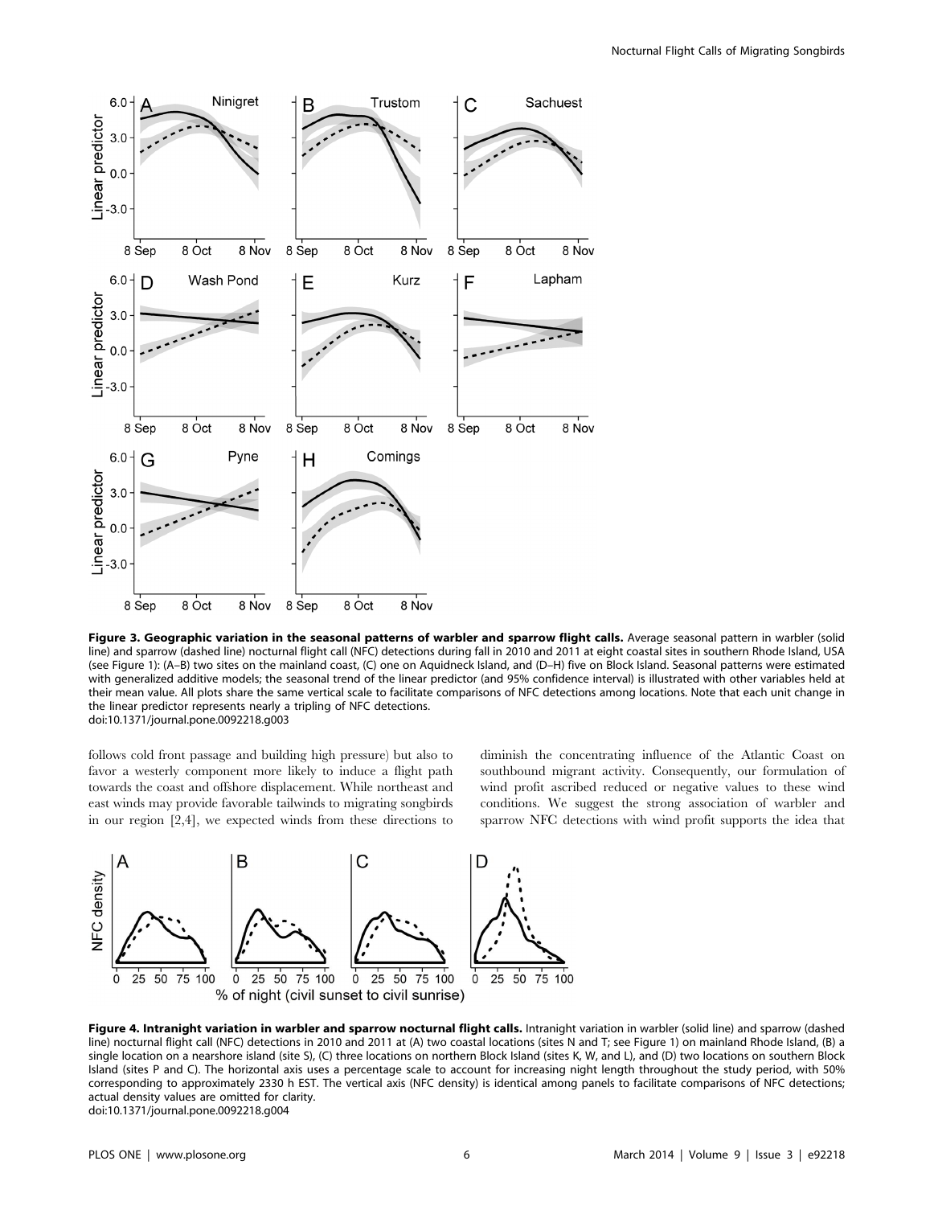**Figure 3. Geographic variation in the seasonal patterns of warbler and sparrow flight calls.** Average seasonal pattern in warbler (solid line) and sparrow (dashed line) nocturnal flight call (NFC) detections during fall in 2010 and 2011 at eight coastal sites in southern Rhode Island, USA (see Figure 1): (A–B) two sites on the mainland coast, (C) one on Aquidneck Island, and (D–H) five on Block Island. Seasonal patterns were estimated with generalized additive models; the seasonal trend of the linear predictor (and 95% confidence interval) is illustrated with other variables held at their mean value. All plots share the same vertical scale to facilitate comparisons of NFC detections among locations. Note that each unit change in the linear predictor represents nearly a tripling of NFC detections.
doi:10.1371/journal.pone.0092218.g003

follows cold front passage and building high pressure) but also to favor a westerly component more likely to induce a flight path towards the coast and offshore displacement. While northeast and east winds may provide favorable tailwinds to migrating songbirds in our region [2,4], we expected winds from these directions to diminish the concentrating influence of the Atlantic Coast on southbound migrant activity. Consequently, our formulation of wind profit ascribed reduced or negative values to these wind conditions. We suggest the strong association of warbler and sparrow NFC detections with wind profit supports the idea that

**Figure 4. Intranight variation in warbler and sparrow nocturnal flight calls.** Intranight variation in warbler (solid line) and sparrow (dashed line) nocturnal flight call (NFC) detections in 2010 and 2011 at (A) two coastal locations (sites N and T; see Figure 1) on mainland Rhode Island, (B) a single location on a nearshore island (site S), (C) three locations on northern Block Island (sites K, W, and L), and (D) two locations on southern Block Island (sites P and C). The horizontal axis uses a percentage scale to account for increasing night length throughout the study period, with 50% corresponding to approximately 2330 h EST. The vertical axis (NFC density) is identical among panels to facilitate comparisons of NFC detections; actual density values are omitted for clarity.
doi:10.1371/journal.pone.0092218.g004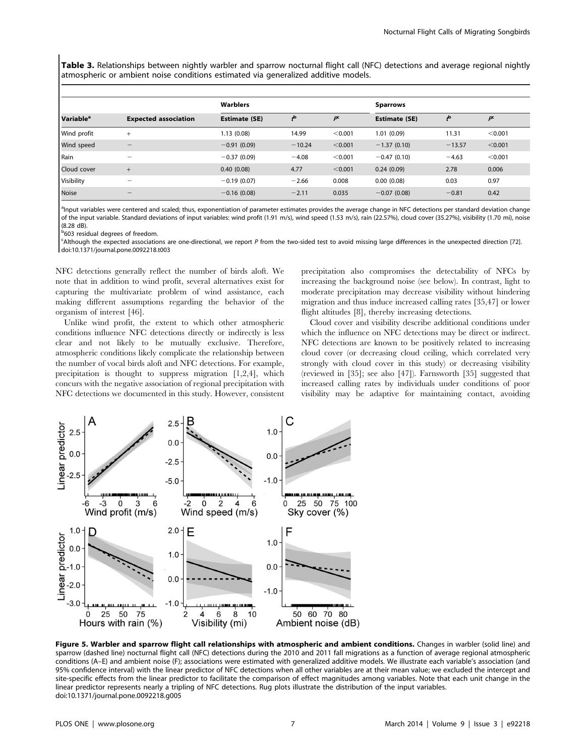**Table 3.** Relationships between nightly warbler and sparrow nocturnal flight call (NFC) detections and average regional nightly atmospheric or ambient noise conditions estimated via generalized additive models.

| | | Warblers | | | Sparrows | | |
|---|---|---|---|---|---|---|---|
| Variable[a] | Expected association | Estimate (SE) | $t$[b] | $P$[c] | Estimate (SE) | $t$[b] | $P$[c] |
| Wind profit | + | 1.13 (0.08) | 14.99 | <0.001 | 1.01 (0.09) | 11.31 | <0.001 |
| Wind speed | − | −0.91 (0.09) | −10.24 | <0.001 | −1.37 (0.10) | −13.57 | <0.001 |
| Rain | − | −0.37 (0.09) | −4.08 | <0.001 | −0.47 (0.10) | −4.63 | <0.001 |
| Cloud cover | + | 0.40 (0.08) | 4.77 | <0.001 | 0.24 (0.09) | 2.78 | 0.006 |
| Visibility | − | −0.19 (0.07) | −2.66 | 0.008 | 0.00 (0.08) | 0.03 | 0.97 |
| Noise | − | −0.16 (0.08) | −2.11 | 0.035 | −0.07 (0.08) | −0.81 | 0.42 |

[a]Input variables were centered and scaled; thus, exponentiation of parameter estimates provides the average change in NFC detections per standard deviation change of the input variable. Standard deviations of input variables: wind profit (1.91 m/s), wind speed (1.53 m/s), rain (22.57%), cloud cover (35.27%), visibility (1.70 mi), noise (8.28 dB).

[b]603 residual degrees of freedom.

[c]Although the expected associations are one-directional, we report $P$ from the two-sided test to avoid missing large differences in the unexpected direction [72].

doi:10.1371/journal.pone.0092218.t003

NFC detections generally reflect the number of birds aloft. We note that in addition to wind profit, several alternatives exist for capturing the multivariate problem of wind assistance, each making different assumptions regarding the behavior of the organism of interest [46].

Unlike wind profit, the extent to which other atmospheric conditions influence NFC detections directly or indirectly is less clear and not likely to be mutually exclusive. Therefore, atmospheric conditions likely complicate the relationship between the number of vocal birds aloft and NFC detections. For example, precipitation is thought to suppress migration [1,2,4], which concurs with the negative association of regional precipitation with NFC detections we documented in this study. However, consistent precipitation also compromises the detectability of NFCs by increasing the background noise (see below). In contrast, light to moderate precipitation may decrease visibility without hindering migration and thus induce increased calling rates [35,47] or lower flight altitudes [8], thereby increasing detections.

Cloud cover and visibility describe additional conditions under which the influence on NFC detections may be direct or indirect. NFC detections are known to be positively related to increasing cloud cover (or decreasing cloud ceiling, which correlated very strongly with cloud cover in this study) or decreasing visibility (reviewed in [35]; see also [47]). Farnsworth [35] suggested that increased calling rates by individuals under conditions of poor visibility may be adaptive for maintaining contact, avoiding

**Figure 5. Warbler and sparrow flight call relationships with atmospheric and ambient conditions.** Changes in warbler (solid line) and sparrow (dashed line) nocturnal flight call (NFC) detections during the 2010 and 2011 fall migrations as a function of average regional atmospheric conditions (A–E) and ambient noise (F); associations were estimated with generalized additive models. We illustrate each variable's association (and 95% confidence interval) with the linear predictor of NFC detections when all other variables are at their mean value; we excluded the intercept and site-specific effects from the linear predictor to facilitate the comparison of effect magnitudes among variables. Note that each unit change in the linear predictor represents nearly a tripling of NFC detections. Rug plots illustrate the distribution of the input variables.

doi:10.1371/journal.pone.0092218.g005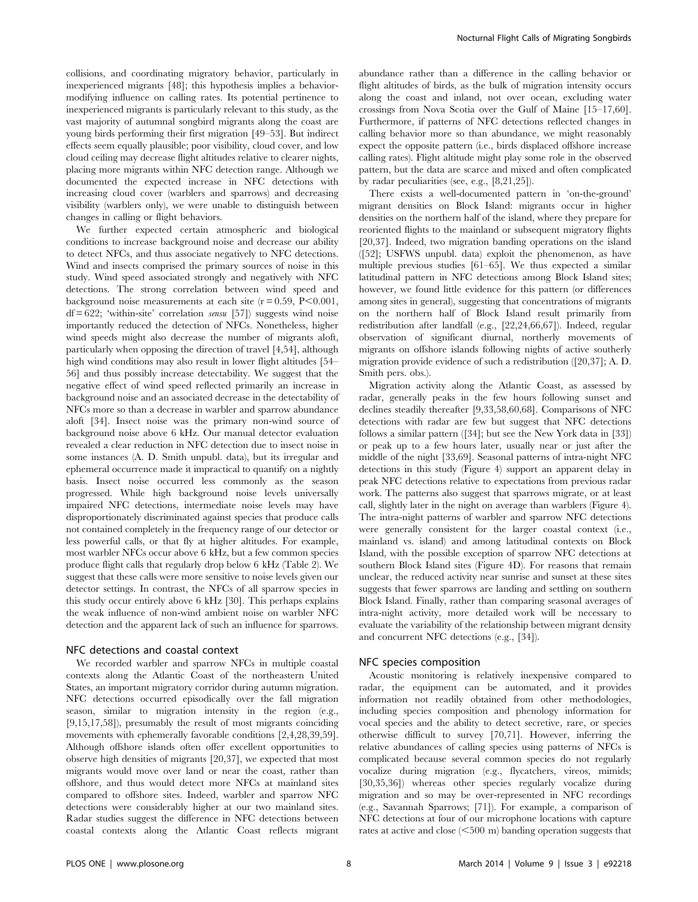collisions, and coordinating migratory behavior, particularly in inexperienced migrants [48]; this hypothesis implies a behavior-modifying influence on calling rates. Its potential pertinence to inexperienced migrants is particularly relevant to this study, as the vast majority of autumnal songbird migrants along the coast are young birds performing their first migration [49–53]. But indirect effects seem equally plausible; poor visibility, cloud cover, and low cloud ceiling may decrease flight altitudes relative to clearer nights, placing more migrants within NFC detection range. Although we documented the expected increase in NFC detections with increasing cloud cover (warblers and sparrows) and decreasing visibility (warblers only), we were unable to distinguish between changes in calling or flight behaviors.

We further expected certain atmospheric and biological conditions to increase background noise and decrease our ability to detect NFCs, and thus associate negatively to NFC detections. Wind and insects comprised the primary sources of noise in this study. Wind speed associated strongly and negatively with NFC detections. The strong correlation between wind speed and background noise measurements at each site ($r = 0.59$, $P < 0.001$, $df = 622$; 'within-site' correlation *sensu* [57]) suggests wind noise importantly reduced the detection of NFCs. Nonetheless, higher wind speeds might also decrease the number of migrants aloft, particularly when opposing the direction of travel [4,54], although high wind conditions may also result in lower flight altitudes [54–56] and thus possibly increase detectability. We suggest that the negative effect of wind speed reflected primarily an increase in background noise and an associated decrease in the detectability of NFCs more so than a decrease in warbler and sparrow abundance aloft [34]. Insect noise was the primary non-wind source of background noise above 6 kHz. Our manual detector evaluation revealed a clear reduction in NFC detection due to insect noise in some instances (A. D. Smith unpubl. data), but its irregular and ephemeral occurrence made it impractical to quantify on a nightly basis. Insect noise occurred less commonly as the season progressed. While high background noise levels universally impaired NFC detections, intermediate noise levels may have disproportionately discriminated against species that produce calls not contained completely in the frequency range of our detector or less powerful calls, or that fly at higher altitudes. For example, most warbler NFCs occur above 6 kHz, but a few common species produce flight calls that regularly drop below 6 kHz (Table 2). We suggest that these calls were more sensitive to noise levels given our detector settings. In contrast, the NFCs of all sparrow species in this study occur entirely above 6 kHz [30]. This perhaps explains the weak influence of non-wind ambient noise on warbler NFC detection and the apparent lack of such an influence for sparrows.

## NFC detections and coastal context

We recorded warbler and sparrow NFCs in multiple coastal contexts along the Atlantic Coast of the northeastern United States, an important migratory corridor during autumn migration. NFC detections occurred episodically over the fall migration season, similar to migration intensity in the region (e.g., [9,15,17,58]), presumably the result of most migrants coinciding movements with ephemerally favorable conditions [2,4,28,39,59]. Although offshore islands often offer excellent opportunities to observe high densities of migrants [20,37], we expected that most migrants would move over land or near the coast, rather than offshore, and thus would detect more NFCs at mainland sites compared to offshore sites. Indeed, warbler and sparrow NFC detections were considerably higher at our two mainland sites. Radar studies suggest the difference in NFC detections between coastal contexts along the Atlantic Coast reflects migrant abundance rather than a difference in the calling behavior or flight altitudes of birds, as the bulk of migration intensity occurs along the coast and inland, not over ocean, excluding water crossings from Nova Scotia over the Gulf of Maine [15–17,60]. Furthermore, if patterns of NFC detections reflected changes in calling behavior more so than abundance, we might reasonably expect the opposite pattern (i.e., birds displaced offshore increase calling rates). Flight altitude might play some role in the observed pattern, but the data are scarce and mixed and often complicated by radar peculiarities (see, e.g., [8,21,25]).

There exists a well-documented pattern in 'on-the-ground' migrant densities on Block Island: migrants occur in higher densities on the northern half of the island, where they prepare for reoriented flights to the mainland or subsequent migratory flights [20,37]. Indeed, two migration banding operations on the island ([52]; USFWS unpubl. data) exploit the phenomenon, as have multiple previous studies [61–65]. We thus expected a similar latitudinal pattern in NFC detections among Block Island sites; however, we found little evidence for this pattern (or differences among sites in general), suggesting that concentrations of migrants on the northern half of Block Island result primarily from redistribution after landfall (e.g., [22,24,66,67]). Indeed, regular observation of significant diurnal, northerly movements of migrants on offshore islands following nights of active southerly migration provide evidence of such a redistribution ([20,37]; A. D. Smith pers. obs.).

Migration activity along the Atlantic Coast, as assessed by radar, generally peaks in the few hours following sunset and declines steadily thereafter [9,33,58,60,68]. Comparisons of NFC detections with radar are few but suggest that NFC detections follows a similar pattern ([34]; but see the New York data in [33]) or peak up to a few hours later, usually near or just after the middle of the night [33,69]. Seasonal patterns of intra-night NFC detections in this study (Figure 4) support an apparent delay in peak NFC detections relative to expectations from previous radar work. The patterns also suggest that sparrows migrate, or at least call, slightly later in the night on average than warblers (Figure 4). The intra-night patterns of warbler and sparrow NFC detections were generally consistent for the larger coastal context (i.e., mainland vs. island) and among latitudinal contexts on Block Island, with the possible exception of sparrow NFC detections at southern Block Island sites (Figure 4D). For reasons that remain unclear, the reduced activity near sunrise and sunset at these sites suggests that fewer sparrows are landing and settling on southern Block Island. Finally, rather than comparing seasonal averages of intra-night activity, more detailed work will be necessary to evaluate the variability of the relationship between migrant density and concurrent NFC detections (e.g., [34]).

## NFC species composition

Acoustic monitoring is relatively inexpensive compared to radar, the equipment can be automated, and it provides information not readily obtained from other methodologies, including species composition and phenology information for vocal species and the ability to detect secretive, rare, or species otherwise difficult to survey [70,71]. However, inferring the relative abundances of calling species using patterns of NFCs is complicated because several common species do not regularly vocalize during migration (e.g., flycatchers, vireos, mimids; [30,35,36]) whereas other species regularly vocalize during migration and so may be over-represented in NFC recordings (e.g., Savannah Sparrows; [71]). For example, a comparison of NFC detections at four of our microphone locations with capture rates at active and close (<500 m) banding operation suggests that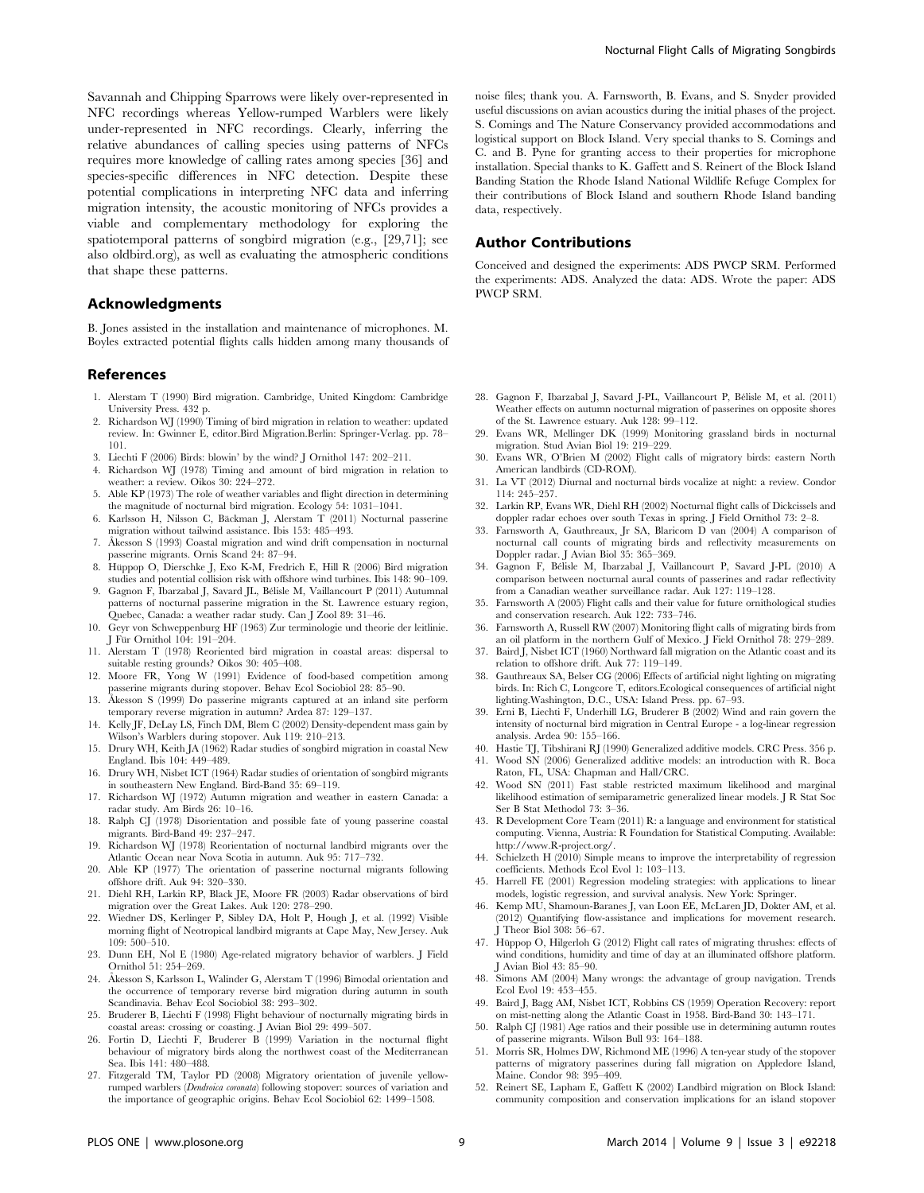Savannah and Chipping Sparrows were likely over-represented in NFC recordings whereas Yellow-rumped Warblers were likely under-represented in NFC recordings. Clearly, inferring the relative abundances of calling species using patterns of NFCs requires more knowledge of calling rates among species [36] and species-specific differences in NFC detection. Despite these potential complications in interpreting NFC data and inferring migration intensity, the acoustic monitoring of NFCs provides a viable and complementary methodology for exploring the spatiotemporal patterns of songbird migration (e.g., [29,71]; see also oldbird.org), as well as evaluating the atmospheric conditions that shape these patterns.

## Acknowledgments

B. Jones assisted in the installation and maintenance of microphones. M. Boyles extracted potential flights calls hidden among many thousands of noise files; thank you. A. Farnsworth, B. Evans, and S. Snyder provided useful discussions on avian acoustics during the initial phases of the project. S. Comings and The Nature Conservancy provided accommodations and logistical support on Block Island. Very special thanks to S. Comings and C. and B. Pyne for granting access to their properties for microphone installation. Special thanks to K. Gaffett and S. Reinert of the Block Island Banding Station the Rhode Island National Wildlife Refuge Complex for their contributions of Block Island and southern Rhode Island banding data, respectively.

## Author Contributions

Conceived and designed the experiments: ADS PWCP SRM. Performed the experiments: ADS. Analyzed the data: ADS. Wrote the paper: ADS PWCP SRM.

## References

1. Alerstam T (1990) Bird migration. Cambridge, United Kingdom: Cambridge University Press. 432 p.
2. Richardson WJ (1990) Timing of bird migration in relation to weather: updated review. In: Gwinner E, editor.Bird Migration.Berlin: Springer-Verlag. pp. 78–101.
3. Liechti F (2006) Birds: blowin' by the wind? J Ornithol 147: 202–211.
4. Richardson WJ (1978) Timing and amount of bird migration in relation to weather: a review. Oikos 30: 224–272.
5. Able KP (1973) The role of weather variables and flight direction in determining the magnitude of nocturnal bird migration. Ecology 54: 1031–1041.
6. Karlsson H, Nilsson C, Bäckman J, Alerstam T (2011) Nocturnal passerine migration without tailwind assistance. Ibis 153: 485–493.
7. Åkesson S (1993) Coastal migration and wind drift compensation in nocturnal passerine migrants. Ornis Scand 24: 87–94.
8. Hüppop O, Dierschke J, Exo K-M, Fredrich E, Hill R (2006) Bird migration studies and potential collision risk with offshore wind turbines. Ibis 148: 90–109.
9. Gagnon F, Ibarzabal J, Savard JL, Bélisle M, Vaillancourt P (2011) Autumnal patterns of nocturnal passerine migration in the St. Lawrence estuary region, Quebec, Canada: a weather radar study. Can J Zool 89: 31–46.
10. Geyr von Schweppenburg HF (1963) Zur terminologie und theorie der leitlinie. J Für Ornithol 104: 191–204.
11. Alerstam T (1978) Reoriented bird migration in coastal areas: dispersal to suitable resting grounds? Oikos 30: 405–408.
12. Moore FR, Yong W (1991) Evidence of food-based competition among passerine migrants during stopover. Behav Ecol Sociobiol 28: 85–90.
13. Åkesson S (1999) Do passerine migrants captured at an inland site perform temporary reverse migration in autumn? Ardea 87: 129–137.
14. Kelly JF, DeLay LS, Finch DM, Blem C (2002) Density-dependent mass gain by Wilson's Warblers during stopover. Auk 119: 210–213.
15. Drury WH, Keith JA (1962) Radar studies of songbird migration in coastal New England. Ibis 104: 449–489.
16. Drury WH, Nisbet ICT (1964) Radar studies of orientation of songbird migrants in southeastern New England. Bird-Band 35: 69–119.
17. Richardson WJ (1972) Autumn migration and weather in eastern Canada: a radar study. Am Birds 26: 10–16.
18. Ralph CJ (1978) Disorientation and possible fate of young passerine coastal migrants. Bird-Band 49: 237–247.
19. Richardson WJ (1978) Reorientation of nocturnal landbird migrants over the Atlantic Ocean near Nova Scotia in autumn. Auk 95: 717–732.
20. Able KP (1977) The orientation of passerine nocturnal migrants following offshore drift. Auk 94: 320–330.
21. Diehl RH, Larkin RP, Black JE, Moore FR (2003) Radar observations of bird migration over the Great Lakes. Auk 120: 278–290.
22. Wiedner DS, Kerlinger P, Sibley DA, Holt P, Hough J, et al. (1992) Visible morning flight of Neotropical landbird migrants at Cape May, New Jersey. Auk 109: 500–510.
23. Dunn EH, Nol E (1980) Age-related migratory behavior of warblers. J Field Ornithol 51: 254–269.
24. Åkesson S, Karlsson L, Walinder G, Alerstam T (1996) Bimodal orientation and the occurrence of temporary reverse bird migration during autumn in south Scandinavia. Behav Ecol Sociobiol 38: 293–302.
25. Bruderer B, Liechti F (1998) Flight behaviour of nocturnally migrating birds in coastal areas: crossing or coasting. J Avian Biol 29: 499–507.
26. Fortin D, Liechti F, Bruderer B (1999) Variation in the nocturnal flight behaviour of migratory birds along the northwest coast of the Mediterranean Sea. Ibis 141: 480–488.
27. Fitzgerald TM, Taylor PD (2008) Migratory orientation of juvenile yellow-rumped warblers (*Dendroica coronata*) following stopover: sources of variation and the importance of geographic origins. Behav Ecol Sociobiol 62: 1499–1508.
28. Gagnon F, Ibarzabal J, Savard J-PL, Vaillancourt P, Bélisle M, et al. (2011) Weather effects on autumn nocturnal migration of passerines on opposite shores of the St. Lawrence estuary. Auk 128: 99–112.
29. Evans WR, Mellinger DK (1999) Monitoring grassland birds in nocturnal migration. Stud Avian Biol 19: 219–229.
30. Evans WR, O'Brien M (2002) Flight calls of migratory birds: eastern North American landbirds (CD-ROM).
31. La VT (2012) Diurnal and nocturnal birds vocalize at night: a review. Condor 114: 245–257.
32. Larkin RP, Evans WR, Diehl RH (2002) Nocturnal flight calls of Dickcissels and doppler radar echoes over south Texas in spring. J Field Ornithol 73: 2–8.
33. Farnsworth A, Gauthreaux, Jr SA, Blaricom D van (2004) A comparison of nocturnal call counts of migrating birds and reflectivity measurements on Doppler radar. J Avian Biol 35: 365–369.
34. Gagnon F, Bélisle M, Ibarzabal J, Vaillancourt P, Savard J-PL (2010) A comparison between nocturnal aural counts of passerines and radar reflectivity from a Canadian weather surveillance radar. Auk 127: 119–128.
35. Farnsworth A (2005) Flight calls and their value for future ornithological studies and conservation research. Auk 122: 733–746.
36. Farnsworth A, Russell RW (2007) Monitoring flight calls of migrating birds from an oil platform in the northern Gulf of Mexico. J Field Ornithol 78: 279–289.
37. Baird J, Nisbet ICT (1960) Northward fall migration on the Atlantic coast and its relation to offshore drift. Auk 77: 119–149.
38. Gauthreaux SA, Belser CG (2006) Effects of artificial night lighting on migrating birds. In: Rich C, Longcore T, editors.Ecological consequences of artificial night lighting.Washington, D.C., USA: Island Press. pp. 67–93.
39. Erni B, Liechti F, Underhill LG, Bruderer B (2002) Wind and rain govern the intensity of nocturnal bird migration in Central Europe - a log-linear regression analysis. Ardea 90: 155–166.
40. Hastie TJ, Tibshirani RJ (1990) Generalized additive models. CRC Press. 356 p.
41. Wood SN (2006) Generalized additive models: an introduction with R. Boca Raton, FL, USA: Chapman and Hall/CRC.
42. Wood SN (2011) Fast stable restricted maximum likelihood and marginal likelihood estimation of semiparametric generalized linear models. J R Stat Soc Ser B Stat Methodol 73: 3–36.
43. R Development Core Team (2011) R: a language and environment for statistical computing. Vienna, Austria: R Foundation for Statistical Computing. Available: http://www.R-project.org/.
44. Schielzeth H (2010) Simple means to improve the interpretability of regression coefficients. Methods Ecol Evol 1: 103–113.
45. Harrell FE (2001) Regression modeling strategies: with applications to linear models, logistic regression, and survival analysis. New York: Springer.
46. Kemp MU, Shamoun-Baranes J, van Loon EE, McLaren JD, Dokter AM, et al. (2012) Quantifying flow-assistance and implications for movement research. J Theor Biol 308: 56–67.
47. Hüppop O, Hilgerloh G (2012) Flight call rates of migrating thrushes: effects of wind conditions, humidity and time of day at an illuminated offshore platform. J Avian Biol 43: 85–90.
48. Simons AM (2004) Many wrongs: the advantage of group navigation. Trends Ecol Evol 19: 453–455.
49. Baird J, Bagg AM, Nisbet ICT, Robbins CS (1959) Operation Recovery: report on mist-netting along the Atlantic Coast in 1958. Bird-Band 30: 143–171.
50. Ralph CJ (1981) Age ratios and their possible use in determining autumn routes of passerine migrants. Wilson Bull 93: 164–188.
51. Morris SR, Holmes DW, Richmond ME (1996) A ten-year study of the stopover patterns of migratory passerines during fall migration on Appledore Island, Maine. Condor 98: 395–409.
52. Reinert SE, Lapham E, Gaffett K (2002) Landbird migration on Block Island: community composition and conservation implications for an island stopover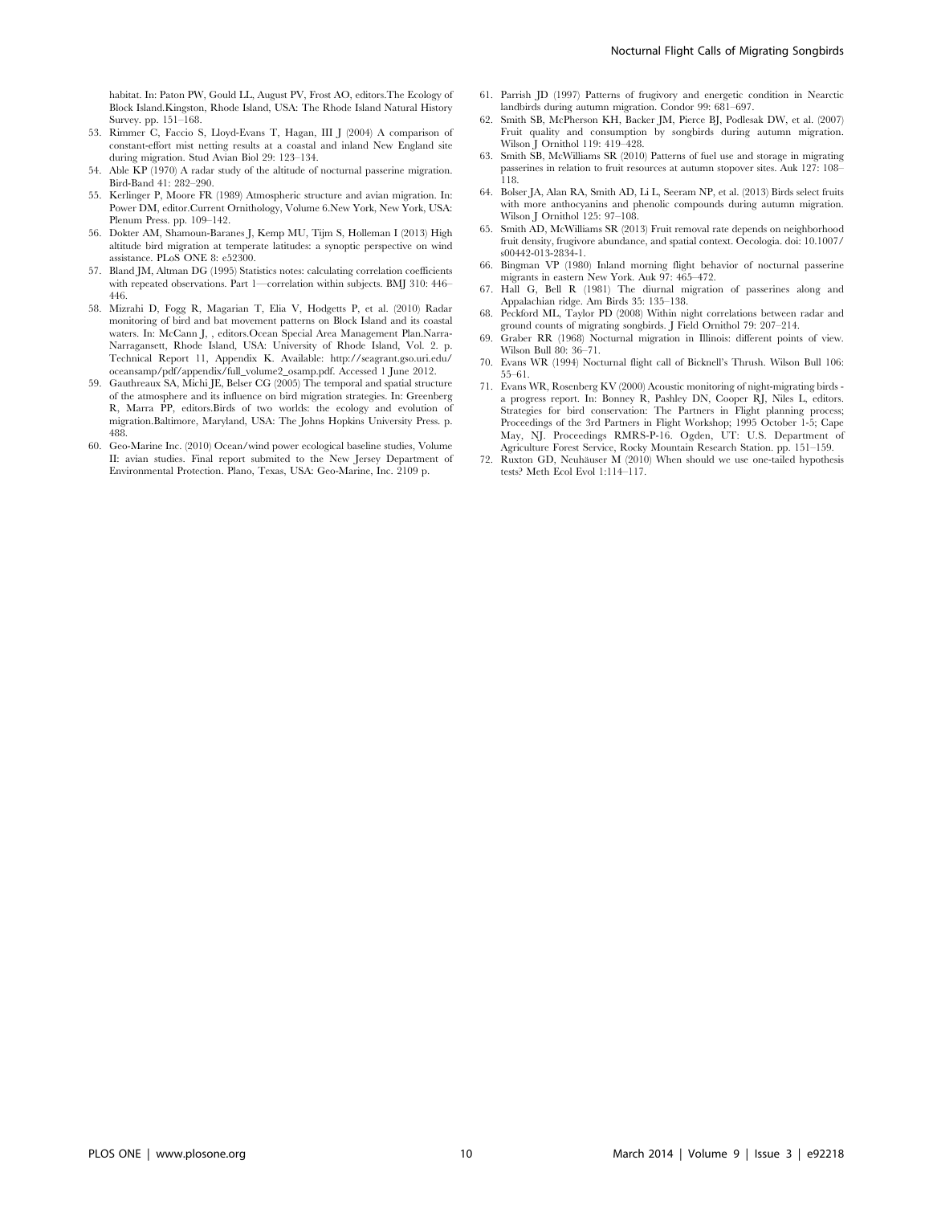habitat. In: Paton PW, Gould LL, August PV, Frost AO, editors.The Ecology of Block Island.Kingston, Rhode Island, USA: The Rhode Island Natural History Survey. pp. 151–168.

53. Rimmer C, Faccio S, Lloyd-Evans T, Hagan, III J (2004) A comparison of constant-effort mist netting results at a coastal and inland New England site during migration. Stud Avian Biol 29: 123–134.
54. Able KP (1970) A radar study of the altitude of nocturnal passerine migration. Bird-Band 41: 282–290.
55. Kerlinger P, Moore FR (1989) Atmospheric structure and avian migration. In: Power DM, editor.Current Ornithology, Volume 6.New York, New York, USA: Plenum Press. pp. 109–142.
56. Dokter AM, Shamoun-Baranes J, Kemp MU, Tijm S, Holleman I (2013) High altitude bird migration at temperate latitudes: a synoptic perspective on wind assistance. PLoS ONE 8: e52300.
57. Bland JM, Altman DG (1995) Statistics notes: calculating correlation coefficients with repeated observations. Part 1—correlation within subjects. BMJ 310: 446–446.
58. Mizrahi D, Fogg R, Magarian T, Elia V, Hodgetts P, et al. (2010) Radar monitoring of bird and bat movement patterns on Block Island and its coastal waters. In: McCann J, , editors.Ocean Special Area Management Plan.Narra-Narragansett, Rhode Island, USA: University of Rhode Island, Vol. 2. p. Technical Report 11, Appendix K. Available: http://seagrant.gso.uri.edu/oceansamp/pdf/appendix/full_volume2_osamp.pdf. Accessed 1 June 2012.
59. Gauthreaux SA, Michi JE, Belser CG (2005) The temporal and spatial structure of the atmosphere and its influence on bird migration strategies. In: Greenberg R, Marra PP, editors.Birds of two worlds: the ecology and evolution of migration.Baltimore, Maryland, USA: The Johns Hopkins University Press. p. 488.
60. Geo-Marine Inc. (2010) Ocean/wind power ecological baseline studies, Volume II: avian studies. Final report submited to the New Jersey Department of Environmental Protection. Plano, Texas, USA: Geo-Marine, Inc. 2109 p.
61. Parrish JD (1997) Patterns of frugivory and energetic condition in Nearctic landbirds during autumn migration. Condor 99: 681–697.
62. Smith SB, McPherson KH, Backer JM, Pierce BJ, Podlesak DW, et al. (2007) Fruit quality and consumption by songbirds during autumn migration. Wilson J Ornithol 119: 419–428.
63. Smith SB, McWilliams SR (2010) Patterns of fuel use and storage in migrating passerines in relation to fruit resources at autumn stopover sites. Auk 127: 108–118.
64. Bolser JA, Alan RA, Smith AD, Li L, Seeram NP, et al. (2013) Birds select fruits with more anthocyanins and phenolic compounds during autumn migration. Wilson J Ornithol 125: 97–108.
65. Smith AD, McWilliams SR (2013) Fruit removal rate depends on neighborhood fruit density, frugivore abundance, and spatial context. Oecologia. doi: 10.1007/s00442-013-2834-1.
66. Bingman VP (1980) Inland morning flight behavior of nocturnal passerine migrants in eastern New York. Auk 97: 465–472.
67. Hall G, Bell R (1981) The diurnal migration of passerines along and Appalachian ridge. Am Birds 35: 135–138.
68. Peckford ML, Taylor PD (2008) Within night correlations between radar and ground counts of migrating songbirds. J Field Ornithol 79: 207–214.
69. Graber RR (1968) Nocturnal migration in Illinois: different points of view. Wilson Bull 80: 36–71.
70. Evans WR (1994) Nocturnal flight call of Bicknell's Thrush. Wilson Bull 106: 55–61.
71. Evans WR, Rosenberg KV (2000) Acoustic monitoring of night-migrating birds - a progress report. In: Bonney R, Pashley DN, Cooper RJ, Niles L, editors. Strategies for bird conservation: The Partners in Flight planning process; Proceedings of the 3rd Partners in Flight Workshop; 1995 October 1-5; Cape May, NJ. Proceedings RMRS-P-16. Ogden, UT: U.S. Department of Agriculture Forest Service, Rocky Mountain Research Station. pp. 151–159.
72. Ruxton GD, Neuhäuser M (2010) When should we use one-tailed hypothesis tests? Meth Ecol Evol 1:114–117.